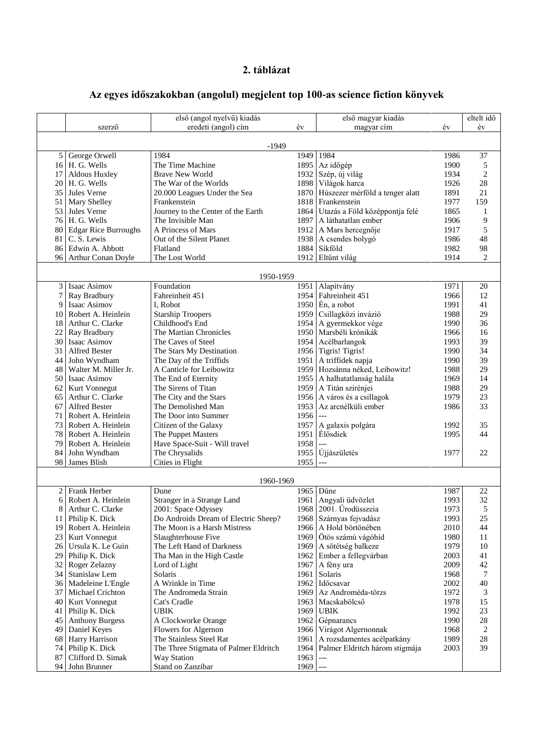## 2. táblázat

## Az egyes időszakokban (angolul) megjelent top 100-as science fiction könyvek

| | szerző | első (angol nyelvű) kiadás eredeti (angol) cím | év | első magyar kiadás magyar cím | év | eltelt idő év |
|---|---|---|---|---|---|---|
| | | -1949 | | | | |
| 5 | George Orwell | 1984 | 1949 | 1984 | 1986 | 37 |
| 16 | H. G. Wells | The Time Machine | 1895 | Az időgép | 1900 | 5 |
| 17 | Aldous Huxley | Brave New World | 1932 | Szép, új világ | 1934 | 2 |
| 20 | H. G. Wells | The War of the Worlds | 1898 | Világok harca | 1926 | 28 |
| 35 | Jules Verne | 20.000 Leagues Under the Sea | 1870 | Húszezer mérföld a tenger alatt | 1891 | 21 |
| 51 | Mary Shelley | Frankenstein | 1818 | Frankenstein | 1977 | 159 |
| 53 | Jules Verne | Journey to the Center of the Earth | 1864 | Utazás a Föld középpontja felé | 1865 | 1 |
| 76 | H. G. Wells | The Invisible Man | 1897 | A láthatatlan ember | 1906 | 9 |
| 80 | Edgar Rice Burroughs | A Princess of Mars | 1912 | A Mars hercegnője | 1917 | 5 |
| 81 | C. S. Lewis | Out of the Silent Planet | 1938 | A csendes bolygó | 1986 | 48 |
| 86 | Edwin A. Abbott | Flatland | 1884 | Síkföld | 1982 | 98 |
| 96 | Arthur Conan Doyle | The Lost World | 1912 | Eltűnt világ | 1914 | 2 |
| | | 1950-1959 | | | | |
| 3 | Isaac Asimov | Foundation | 1951 | Alapítvány | 1971 | 20 |
| 7 | Ray Bradbury | Fahreinheit 451 | 1954 | Fahreinheit 451 | 1966 | 12 |
| 9 | Isaac Asimov | I, Robot | 1950 | Én, a robot | 1991 | 41 |
| 10 | Robert A. Heinlein | Starship Troopers | 1959 | Csillagközi invázió | 1988 | 29 |
| 18 | Arthur C. Clarke | Childhood's End | 1954 | A gyermekkor vége | 1990 | 36 |
| 22 | Ray Bradbury | The Martian Chronicles | 1950 | Marsbéli krónikák | 1966 | 16 |
| 30 | Isaac Asimov | The Caves of Steel | 1954 | Acélbarlangok | 1993 | 39 |
| 31 | Alfred Bester | The Stars My Destination | 1956 | Tigris! Tigris! | 1990 | 34 |
| 44 | John Wyndham | The Day of the Triffids | 1951 | A triffidek napja | 1990 | 39 |
| 48 | Walter M. Miller Jr. | A Canticle for Leibowitz | 1959 | Hozsánna néked, Leibowitz! | 1988 | 29 |
| 50 | Isaac Asimov | The End of Eternity | 1955 | A halhatatlanság halála | 1969 | 14 |
| 62 | Kurt Vonnegut | The Sirens of Titan | 1959 | A Titán szirénjei | 1988 | 29 |
| 65 | Arthur C. Clarke | The City and the Stars | 1956 | A város és a csillagok | 1979 | 23 |
| 67 | Alfred Bester | The Demolished Man | 1953 | Az arcnélküli ember | 1986 | 33 |
| 71 | Robert A. Heinlein | The Door into Summer | 1956 | --- | | |
| 73 | Robert A. Heinlein | Citizen of the Galaxy | 1957 | A galaxis polgára | 1992 | 35 |
| 78 | Robert A. Heinlein | The Puppet Masters | 1951 | Élősdiek | 1995 | 44 |
| 79 | Robert A. Heinlein | Have Space-Suit - Will travel | 1958 | --- | | |
| 84 | John Wyndham | The Chrysalids | 1955 | Újjászületés | 1977 | 22 |
| 98 | James Blish | Cities in Flight | 1955 | --- | | |
| | | 1960-1969 | | | | |
| 2 | Frank Herber | Dune | 1965 | Dűne | 1987 | 22 |
| 6 | Robert A. Heinlein | Stranger in a Strange Land | 1961 | Angyali üdvözlet | 1993 | 32 |
| 8 | Arthur C. Clarke | 2001: Space Odyssey | 1968 | 2001. Űrodüsszeia | 1973 | 5 |
| 11 | Philip K. Dick | Do Androids Dream of Electric Sheep? | 1968 | Szárnyas fejvadász | 1993 | 25 |
| 19 | Robert A. Heinlein | The Moon is a Harsh Mistress | 1966 | A Hold börtönében | 2010 | 44 |
| 23 | Kurt Vonnegut | Slaughterhouse Five | 1969 | Ötös számú vágóhíd | 1980 | 11 |
| 26 | Ursula K. Le Guin | The Left Hand of Darkness | 1969 | A sötétség balkeze | 1979 | 10 |
| 29 | Philip K. Dick | Tha Man in the High Castle | 1962 | Ember a fellegvárban | 2003 | 41 |
| 32 | Roger Zelazny | Lord of Light | 1967 | A fény ura | 2009 | 42 |
| 34 | Stanislaw Lem | Solaris | 1961 | Solaris | 1968 | 7 |
| 36 | Madeleine L'Engle | A Wrinkle in Time | 1962 | Időcsavar | 2002 | 40 |
| 37 | Michael Crichton | The Andromeda Strain | 1969 | Az Androméda-törzs | 1972 | 3 |
| 40 | Kurt Vonnegut | Cat's Cradle | 1963 | Macskabölcső | 1978 | 15 |
| 41 | Philip K. Dick | UBIK | 1969 | UBIK | 1992 | 23 |
| 45 | Anthony Burgess | A Clockworke Orange | 1962 | Gépnarancs | 1990 | 28 |
| 49 | Daniel Keyes | Flowers for Algernon | 1966 | Virágot Algernonnak | 1968 | 2 |
| 68 | Harry Harrison | The Stainless Steel Rat | 1961 | A rozsdamentes acélpatkány | 1989 | 28 |
| 74 | Philip K. Dick | The Three Stigmata of Palmer Eldritch | 1964 | Palmer Eldritch három stigmája | 2003 | 39 |
| 87 | Clifford D. Simak | Way Station | 1963 | --- | | |
| 94 | John Brunner | Stand on Zanzibar | 1969 | --- | | |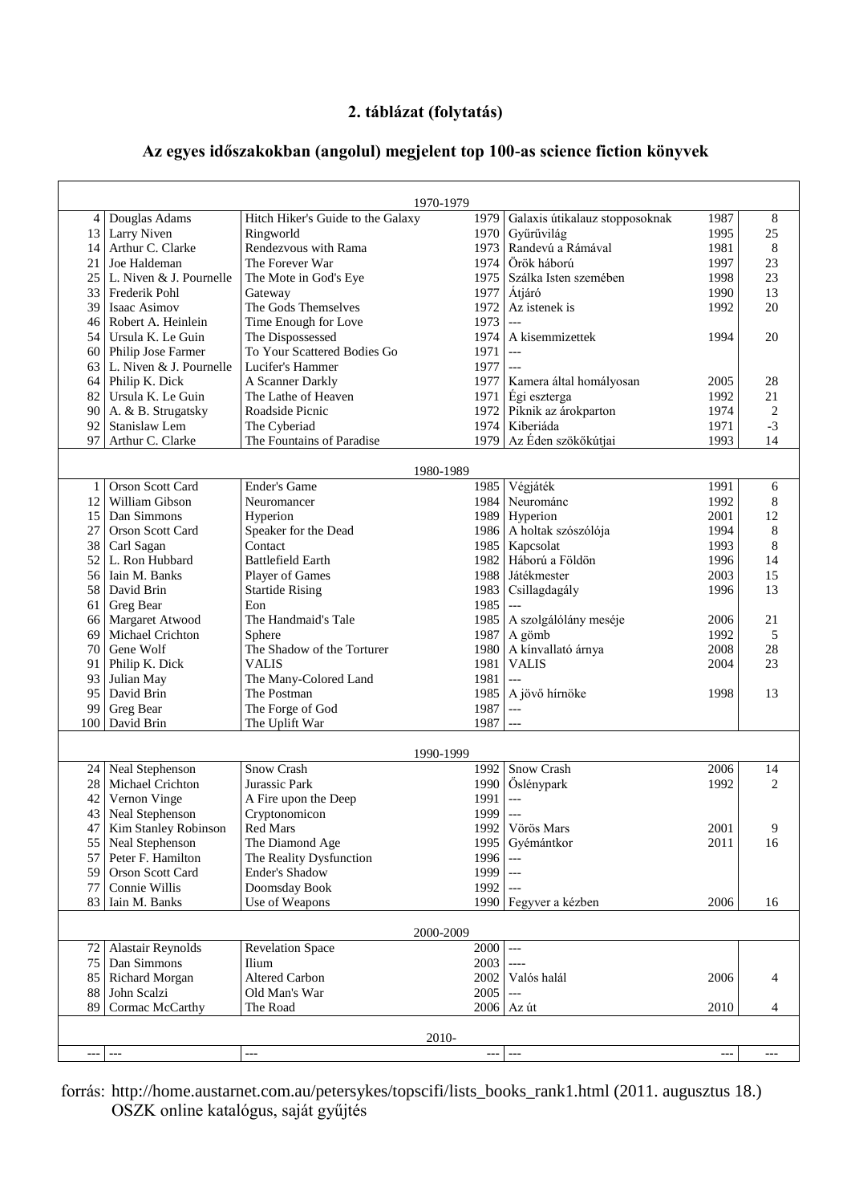## 2. táblázat (folytatás)

## Az egyes időszakokban (angolul) megjelent top 100-as science fiction könyvek

| | | | | | | |
|---|---|---|---|---|---|---|
| | | 1970-1979 | | | | |
| 4 | Douglas Adams | Hitch Hiker's Guide to the Galaxy | 1979 | Galaxis útikalauz stopposoknak | 1987 | 8 |
| 13 | Larry Niven | Ringworld | 1970 | Gyűrűvilág | 1995 | 25 |
| 14 | Arthur C. Clarke | Rendezvous with Rama | 1973 | Randevú a Rámával | 1981 | 8 |
| 21 | Joe Haldeman | The Forever War | 1974 | Örök háború | 1997 | 23 |
| 25 | L. Niven & J. Pournelle | The Mote in God's Eye | 1975 | Szálka Isten szemében | 1998 | 23 |
| 33 | Frederik Pohl | Gateway | 1977 | Átjáró | 1990 | 13 |
| 39 | Isaac Asimov | The Gods Themselves | 1972 | Az istenek is | 1992 | 20 |
| 46 | Robert A. Heinlein | Time Enough for Love | 1973 | --- | | |
| 54 | Ursula K. Le Guin | The Dispossessed | 1974 | A kisemmizettek | 1994 | 20 |
| 60 | Philip Jose Farmer | To Your Scattered Bodies Go | 1971 | --- | | |
| 63 | L. Niven & J. Pournelle | Lucifer's Hammer | 1977 | --- | | |
| 64 | Philip K. Dick | A Scanner Darkly | 1977 | Kamera által homályosan | 2005 | 28 |
| 82 | Ursula K. Le Guin | The Lathe of Heaven | 1971 | Égi eszterga | 1992 | 21 |
| 90 | A. & B. Strugatsky | Roadside Picnic | 1972 | Piknik az árokparton | 1974 | 2 |
| 92 | Stanislaw Lem | The Cyberiad | 1974 | Kiberiáda | 1971 | -3 |
| 97 | Arthur C. Clarke | The Fountains of Paradise | 1979 | Az Éden szökőkútjai | 1993 | 14 |
| | | 1980-1989 | | | | |
| 1 | Orson Scott Card | Ender's Game | 1985 | Végjáték | 1991 | 6 |
| 12 | William Gibson | Neuromancer | 1984 | Neurománc | 1992 | 8 |
| 15 | Dan Simmons | Hyperion | 1989 | Hyperion | 2001 | 12 |
| 27 | Orson Scott Card | Speaker for the Dead | 1986 | A holtak szószólója | 1994 | 8 |
| 38 | Carl Sagan | Contact | 1985 | Kapcsolat | 1993 | 8 |
| 52 | L. Ron Hubbard | Battlefield Earth | 1982 | Háború a Földön | 1996 | 14 |
| 56 | Iain M. Banks | Player of Games | 1988 | Játékmester | 2003 | 15 |
| 58 | David Brin | Startide Rising | 1983 | Csillagdagály | 1996 | 13 |
| 61 | Greg Bear | Eon | 1985 | --- | | |
| 66 | Margaret Atwood | The Handmaid's Tale | 1985 | A szolgálólány meséje | 2006 | 21 |
| 69 | Michael Crichton | Sphere | 1987 | A gömb | 1992 | 5 |
| 70 | Gene Wolf | The Shadow of the Torturer | 1980 | A kínvallató árnya | 2008 | 28 |
| 91 | Philip K. Dick | VALIS | 1981 | VALIS | 2004 | 23 |
| 93 | Julian May | The Many-Colored Land | 1981 | --- | | |
| 95 | David Brin | The Postman | 1985 | A jövő hírnöke | 1998 | 13 |
| 99 | Greg Bear | The Forge of God | 1987 | --- | | |
| 100 | David Brin | The Uplift War | 1987 | --- | | |
| | | 1990-1999 | | | | |
| 24 | Neal Stephenson | Snow Crash | 1992 | Snow Crash | 2006 | 14 |
| 28 | Michael Crichton | Jurassic Park | 1990 | Őslénypark | 1992 | 2 |
| 42 | Vernon Vinge | A Fire upon the Deep | 1991 | --- | | |
| 43 | Neal Stephenson | Cryptonomicon | 1999 | --- | | |
| 47 | Kim Stanley Robinson | Red Mars | 1992 | Vörös Mars | 2001 | 9 |
| 55 | Neal Stephenson | The Diamond Age | 1995 | Gyémántkor | 2011 | 16 |
| 57 | Peter F. Hamilton | The Reality Dysfunction | 1996 | --- | | |
| 59 | Orson Scott Card | Ender's Shadow | 1999 | --- | | |
| 77 | Connie Willis | Doomsday Book | 1992 | --- | | |
| 83 | Iain M. Banks | Use of Weapons | 1990 | Fegyver a kézben | 2006 | 16 |
| | | 2000-2009 | | | | |
| 72 | Alastair Reynolds | Revelation Space | 2000 | --- | | |
| 75 | Dan Simmons | Ilium | 2003 | ---- | | |
| 85 | Richard Morgan | Altered Carbon | 2002 | Valós halál | 2006 | 4 |
| 88 | John Scalzi | Old Man's War | 2005 | --- | | |
| 89 | Cormac McCarthy | The Road | 2006 | Az út | 2010 | 4 |
| | | 2010- | | | | |
| --- | --- | --- | --- | --- | --- | --- |

forrás: http://home.austarnet.com.au/petersykes/topscifi/lists_books_rank1.html (2011. augusztus 18.)
OSZK online katalógus, saját gyűjtés